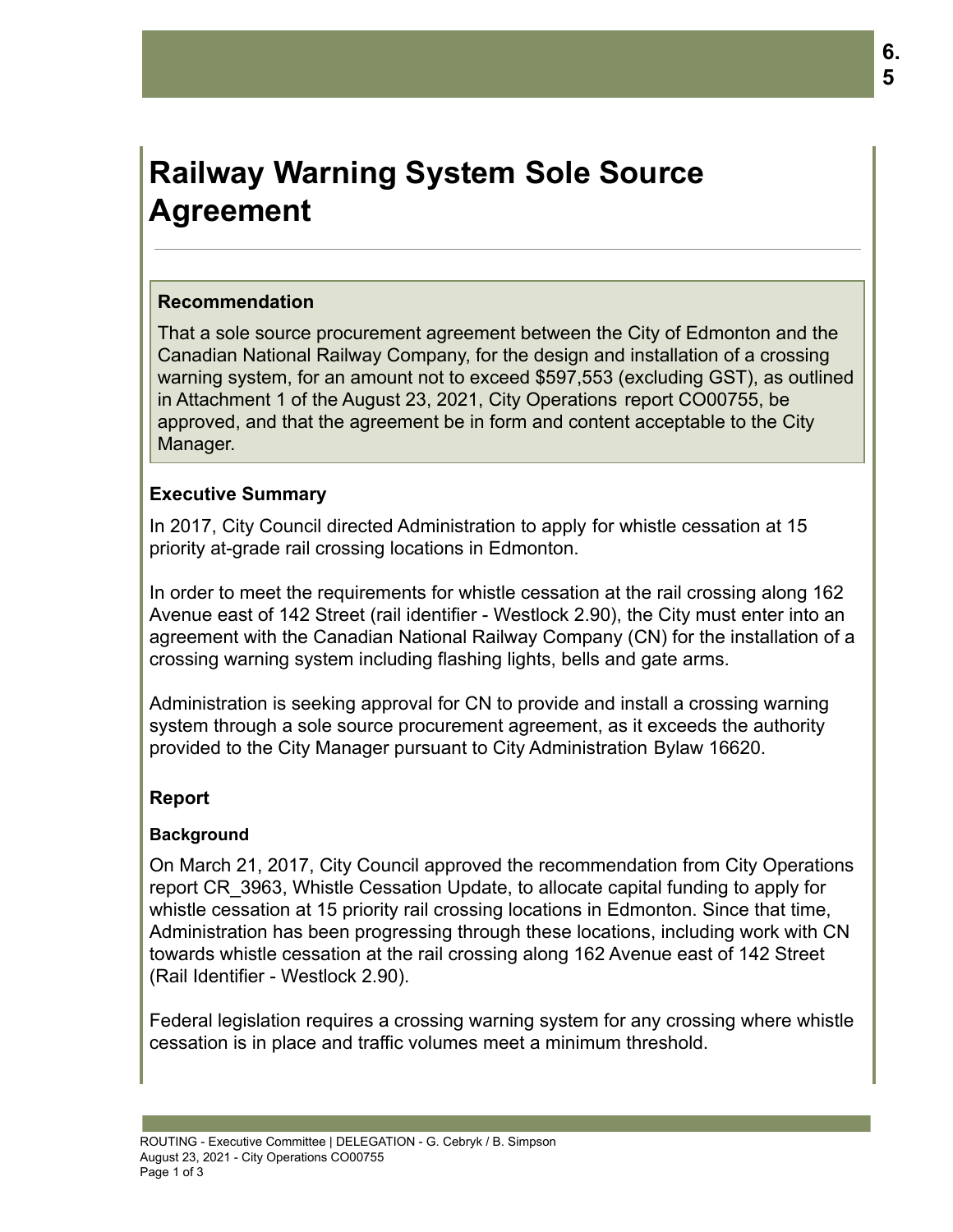# Railway Warning System Sole Source Agreement

**Recommendation**

That a sole source procurement agreement between the City of Edmonton and the Canadian National Railway Company, for the design and installation of a crossing warning system, for an amount not to exceed $597,553 (excluding GST), as outlined in Attachment 1 of the August 23, 2021, City Operations report CO00755, be approved, and that the agreement be in form and content acceptable to the City Manager.

### Executive Summary

In 2017, City Council directed Administration to apply for whistle cessation at 15 priority at-grade rail crossing locations in Edmonton.

In order to meet the requirements for whistle cessation at the rail crossing along 162 Avenue east of 142 Street (rail identifier - Westlock 2.90), the City must enter into an agreement with the Canadian National Railway Company (CN) for the installation of a crossing warning system including flashing lights, bells and gate arms.

Administration is seeking approval for CN to provide and install a crossing warning system through a sole source procurement agreement, as it exceeds the authority provided to the City Manager pursuant to City Administration Bylaw 16620.

### Report

#### Background

On March 21, 2017, City Council approved the recommendation from City Operations report CR_3963, Whistle Cessation Update, to allocate capital funding to apply for whistle cessation at 15 priority rail crossing locations in Edmonton. Since that time, Administration has been progressing through these locations, including work with CN towards whistle cessation at the rail crossing along 162 Avenue east of 142 Street (Rail Identifier - Westlock 2.90).

Federal legislation requires a crossing warning system for any crossing where whistle cessation is in place and traffic volumes meet a minimum threshold.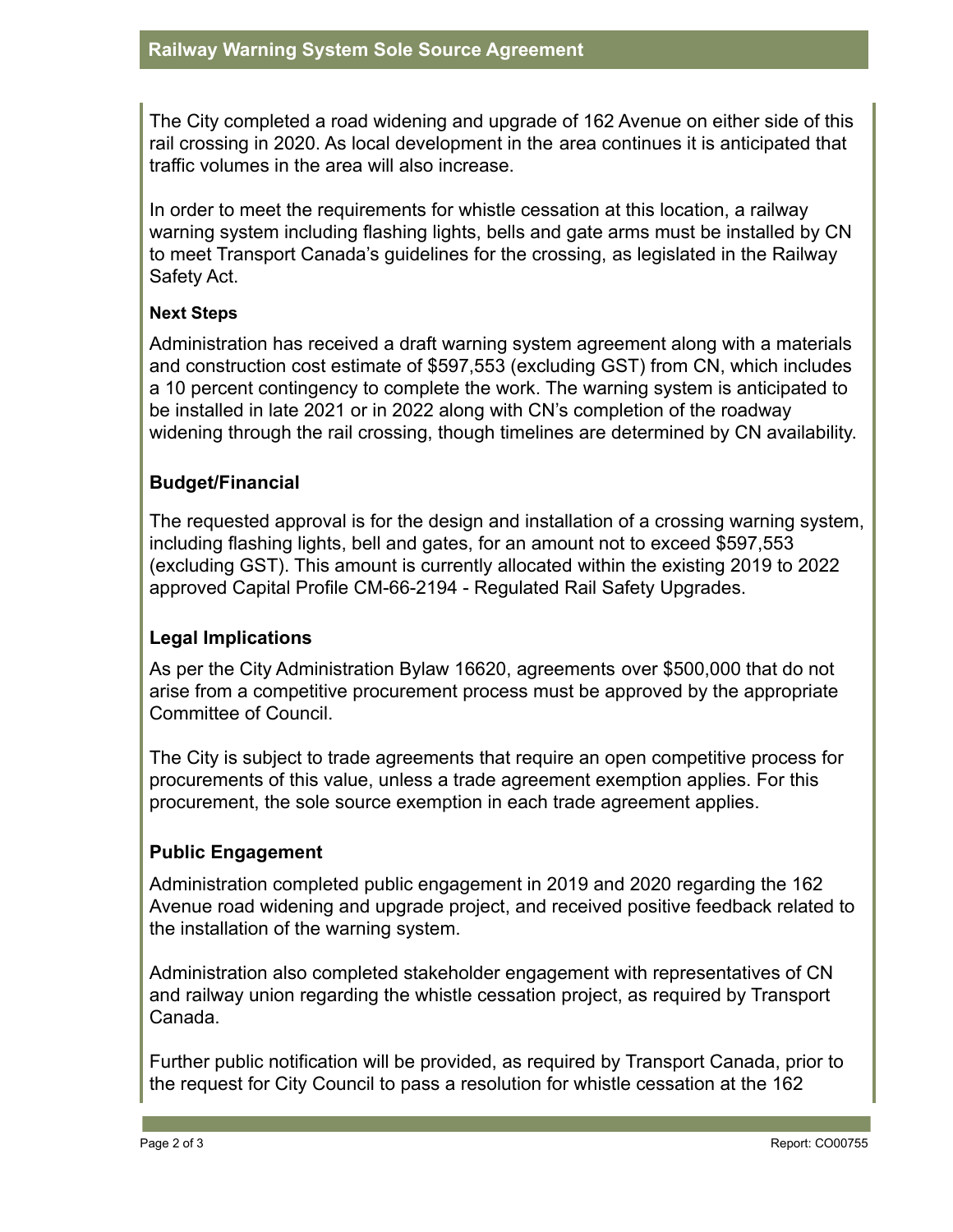The City completed a road widening and upgrade of 162 Avenue on either side of this rail crossing in 2020. As local development in the area continues it is anticipated that traffic volumes in the area will also increase.

In order to meet the requirements for whistle cessation at this location, a railway warning system including flashing lights, bells and gate arms must be installed by CN to meet Transport Canada's guidelines for the crossing, as legislated in the Railway Safety Act.

#### Next Steps

Administration has received a draft warning system agreement along with a materials and construction cost estimate of $597,553 (excluding GST) from CN, which includes a 10 percent contingency to complete the work. The warning system is anticipated to be installed in late 2021 or in 2022 along with CN's completion of the roadway widening through the rail crossing, though timelines are determined by CN availability.

### Budget/Financial

The requested approval is for the design and installation of a crossing warning system, including flashing lights, bell and gates, for an amount not to exceed $597,553 (excluding GST). This amount is currently allocated within the existing 2019 to 2022 approved Capital Profile CM-66-2194 - Regulated Rail Safety Upgrades.

### Legal Implications

As per the City Administration Bylaw 16620, agreements over $500,000 that do not arise from a competitive procurement process must be approved by the appropriate Committee of Council.

The City is subject to trade agreements that require an open competitive process for procurements of this value, unless a trade agreement exemption applies. For this procurement, the sole source exemption in each trade agreement applies.

### Public Engagement

Administration completed public engagement in 2019 and 2020 regarding the 162 Avenue road widening and upgrade project, and received positive feedback related to the installation of the warning system.

Administration also completed stakeholder engagement with representatives of CN and railway union regarding the whistle cessation project, as required by Transport Canada.

Further public notification will be provided, as required by Transport Canada, prior to the request for City Council to pass a resolution for whistle cessation at the 162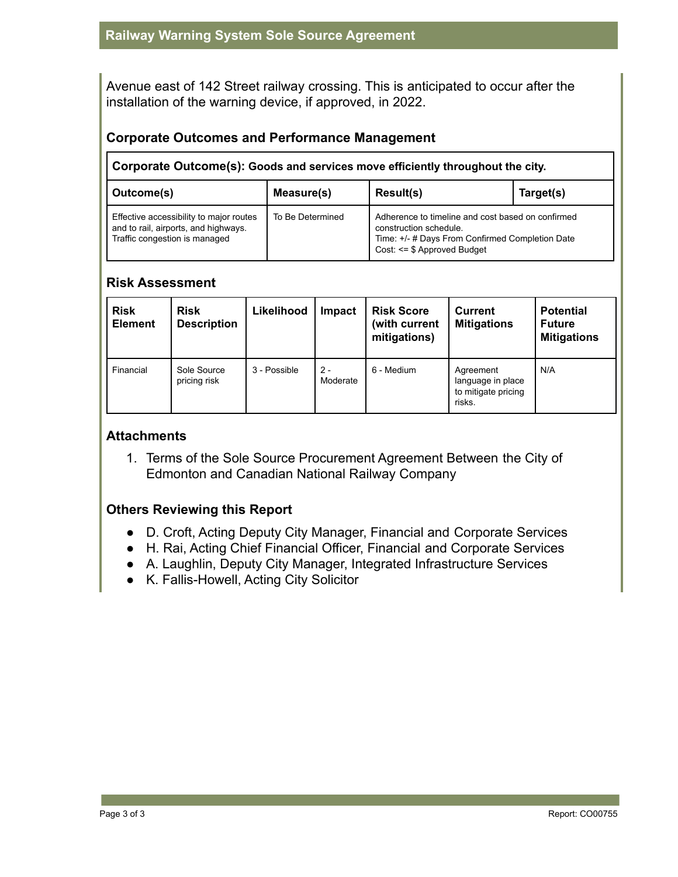Avenue east of 142 Street railway crossing. This is anticipated to occur after the installation of the warning device, if approved, in 2022.

### Corporate Outcomes and Performance Management

| **Corporate Outcome(s): Goods and services move efficiently throughout the city.** | | | |
|---|---|---|---|
| **Outcome(s)** | **Measure(s)** | **Result(s)** | **Target(s)** |
| Effective accessibility to major routes and to rail, airports, and highways. Traffic congestion is managed | To Be Determined | Adherence to timeline and cost based on confirmed construction schedule. Time: +/- # Days From Confirmed Completion Date Cost: <= $ Approved Budget | |

### Risk Assessment

| Risk Element | Risk Description | Likelihood | Impact | Risk Score (with current mitigations) | Current Mitigations | Potential Future Mitigations |
|---|---|---|---|---|---|---|
| Financial | Sole Source pricing risk | 3 - Possible | 2 - Moderate | 6 - Medium | Agreement language in place to mitigate pricing risks. | N/A |

### Attachments

1. Terms of the Sole Source Procurement Agreement Between the City of Edmonton and Canadian National Railway Company

### Others Reviewing this Report

- D. Croft, Acting Deputy City Manager, Financial and Corporate Services
- H. Rai, Acting Chief Financial Officer, Financial and Corporate Services
- A. Laughlin, Deputy City Manager, Integrated Infrastructure Services
- K. Fallis-Howell, Acting City Solicitor